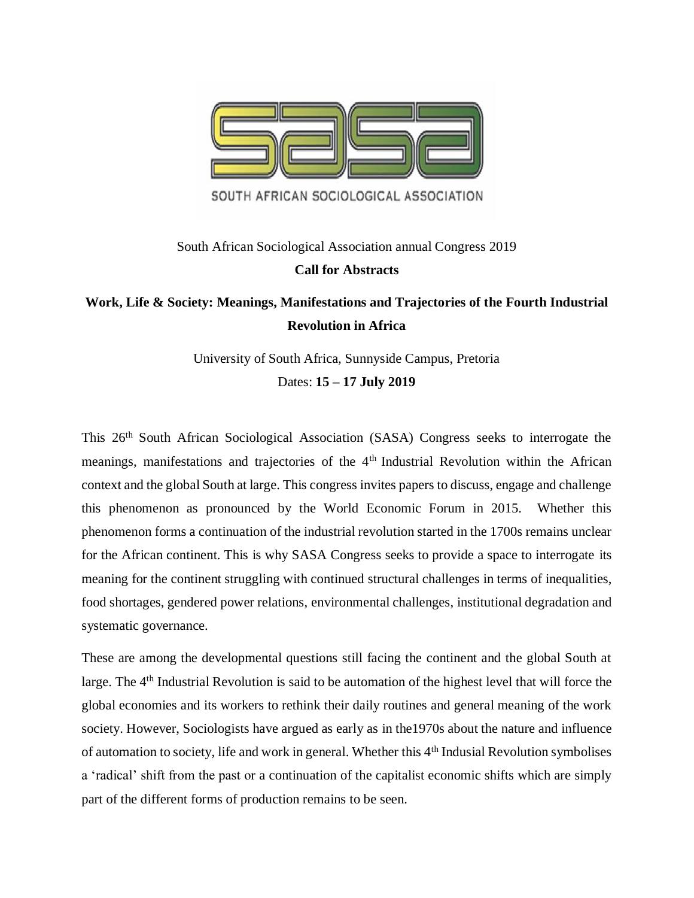SOUTH AFRICAN SOCIOLOGICAL ASSOCIATION

South African Sociological Association annual Congress 2019

**Call for Abstracts**

# Work, Life & Society: Meanings, Manifestations and Trajectories of the Fourth Industrial Revolution in Africa

University of South Africa, Sunnyside Campus, Pretoria

Dates: **15 – 17 July 2019**

This 26th South African Sociological Association (SASA) Congress seeks to interrogate the meanings, manifestations and trajectories of the 4th Industrial Revolution within the African context and the global South at large. This congress invites papers to discuss, engage and challenge this phenomenon as pronounced by the World Economic Forum in 2015. Whether this phenomenon forms a continuation of the industrial revolution started in the 1700s remains unclear for the African continent. This is why SASA Congress seeks to provide a space to interrogate its meaning for the continent struggling with continued structural challenges in terms of inequalities, food shortages, gendered power relations, environmental challenges, institutional degradation and systematic governance.

These are among the developmental questions still facing the continent and the global South at large. The 4th Industrial Revolution is said to be automation of the highest level that will force the global economies and its workers to rethink their daily routines and general meaning of the work society. However, Sociologists have argued as early as in the1970s about the nature and influence of automation to society, life and work in general. Whether this 4th Indusial Revolution symbolises a 'radical' shift from the past or a continuation of the capitalist economic shifts which are simply part of the different forms of production remains to be seen.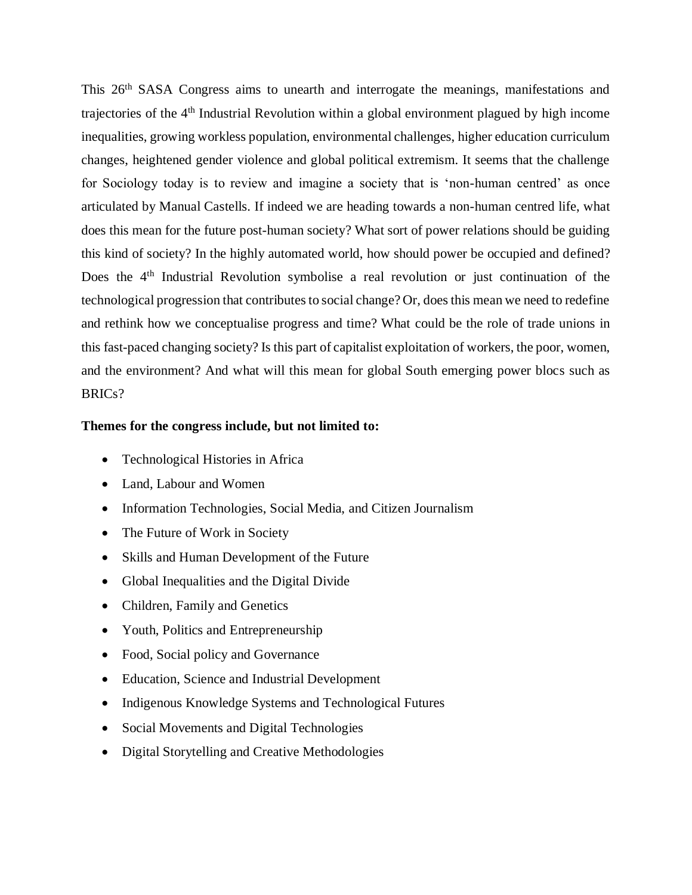This 26th SASA Congress aims to unearth and interrogate the meanings, manifestations and trajectories of the 4th Industrial Revolution within a global environment plagued by high income inequalities, growing workless population, environmental challenges, higher education curriculum changes, heightened gender violence and global political extremism. It seems that the challenge for Sociology today is to review and imagine a society that is 'non-human centred' as once articulated by Manual Castells. If indeed we are heading towards a non-human centred life, what does this mean for the future post-human society? What sort of power relations should be guiding this kind of society? In the highly automated world, how should power be occupied and defined? Does the 4th Industrial Revolution symbolise a real revolution or just continuation of the technological progression that contributes to social change? Or, does this mean we need to redefine and rethink how we conceptualise progress and time? What could be the role of trade unions in this fast-paced changing society? Is this part of capitalist exploitation of workers, the poor, women, and the environment? And what will this mean for global South emerging power blocs such as BRICs?

**Themes for the congress include, but not limited to:**

- Technological Histories in Africa
- Land, Labour and Women
- Information Technologies, Social Media, and Citizen Journalism
- The Future of Work in Society
- Skills and Human Development of the Future
- Global Inequalities and the Digital Divide
- Children, Family and Genetics
- Youth, Politics and Entrepreneurship
- Food, Social policy and Governance
- Education, Science and Industrial Development
- Indigenous Knowledge Systems and Technological Futures
- Social Movements and Digital Technologies
- Digital Storytelling and Creative Methodologies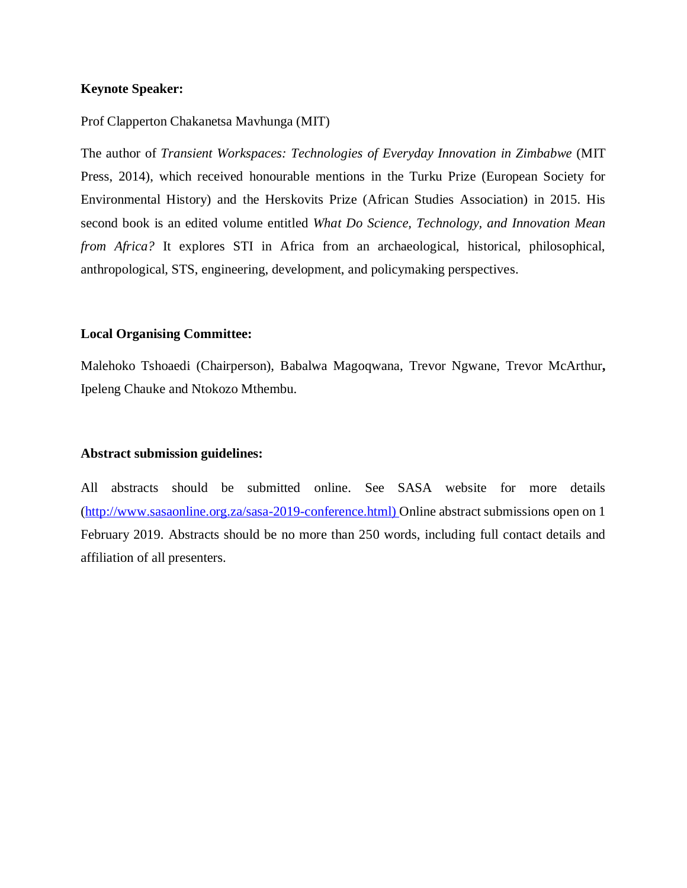**Keynote Speaker:**

Prof Clapperton Chakanetsa Mavhunga (MIT)

The author of *Transient Workspaces: Technologies of Everyday Innovation in Zimbabwe* (MIT Press, 2014), which received honourable mentions in the Turku Prize (European Society for Environmental History) and the Herskovits Prize (African Studies Association) in 2015. His second book is an edited volume entitled *What Do Science, Technology, and Innovation Mean from Africa?* It explores STI in Africa from an archaeological, historical, philosophical, anthropological, STS, engineering, development, and policymaking perspectives.

**Local Organising Committee:**

Malehoko Tshoaedi (Chairperson), Babalwa Magoqwana, Trevor Ngwane, Trevor McArthur**,** Ipeleng Chauke and Ntokozo Mthembu.

**Abstract submission guidelines:**

All abstracts should be submitted online. See SASA website for more details ([http://www.sasaonline.org.za/sasa-2019-conference.html)](http://www.sasaonline.org.za/sasa-2019-conference.html) Online abstract submissions open on 1 February 2019. Abstracts should be no more than 250 words, including full contact details and affiliation of all presenters.